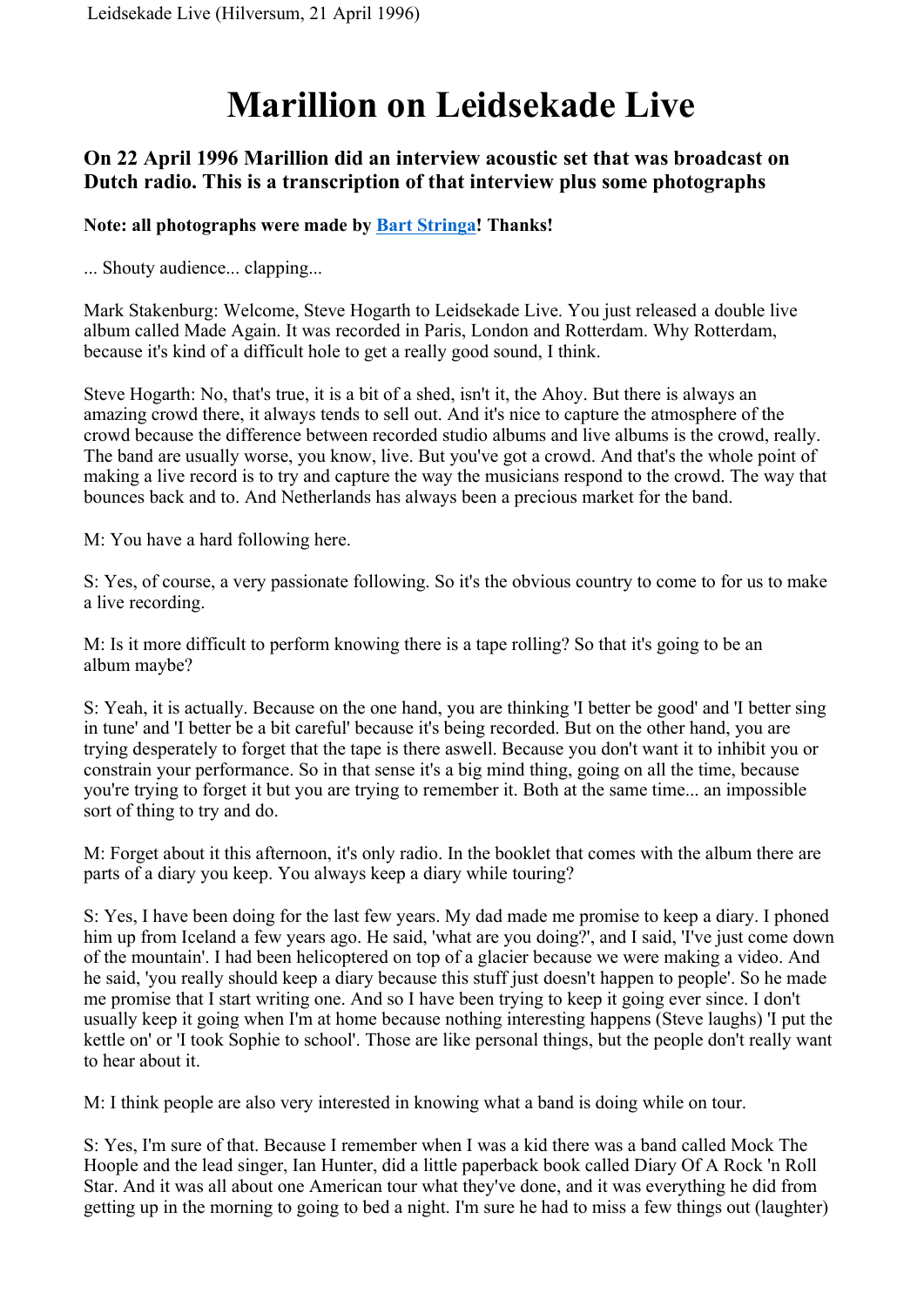# Marillion on Leidsekade Live

### On 22 April 1996 Marillion did an interview acoustic set that was broadcast on Dutch radio. This is a transcription of that interview plus some photographs

**Note: all photographs were made by Bart Stringa! Thanks!**

... Shouty audience... clapping...

Mark Stakenburg: Welcome, Steve Hogarth to Leidsekade Live. You just released a double live album called Made Again. It was recorded in Paris, London and Rotterdam. Why Rotterdam, because it's kind of a difficult hole to get a really good sound, I think.

Steve Hogarth: No, that's true, it is a bit of a shed, isn't it, the Ahoy. But there is always an amazing crowd there, it always tends to sell out. And it's nice to capture the atmosphere of the crowd because the difference between recorded studio albums and live albums is the crowd, really. The band are usually worse, you know, live. But you've got a crowd. And that's the whole point of making a live record is to try and capture the way the musicians respond to the crowd. The way that bounces back and to. And Netherlands has always been a precious market for the band.

M: You have a hard following here.

S: Yes, of course, a very passionate following. So it's the obvious country to come to for us to make a live recording.

M: Is it more difficult to perform knowing there is a tape rolling? So that it's going to be an album maybe?

S: Yeah, it is actually. Because on the one hand, you are thinking 'I better be good' and 'I better sing in tune' and 'I better be a bit careful' because it's being recorded. But on the other hand, you are trying desperately to forget that the tape is there aswell. Because you don't want it to inhibit you or constrain your performance. So in that sense it's a big mind thing, going on all the time, because you're trying to forget it but you are trying to remember it. Both at the same time... an impossible sort of thing to try and do.

M: Forget about it this afternoon, it's only radio. In the booklet that comes with the album there are parts of a diary you keep. You always keep a diary while touring?

S: Yes, I have been doing for the last few years. My dad made me promise to keep a diary. I phoned him up from Iceland a few years ago. He said, 'what are you doing?', and I said, 'I've just come down of the mountain'. I had been helicoptered on top of a glacier because we were making a video. And he said, 'you really should keep a diary because this stuff just doesn't happen to people'. So he made me promise that I start writing one. And so I have been trying to keep it going ever since. I don't usually keep it going when I'm at home because nothing interesting happens (Steve laughs) 'I put the kettle on' or 'I took Sophie to school'. Those are like personal things, but the people don't really want to hear about it.

M: I think people are also very interested in knowing what a band is doing while on tour.

S: Yes, I'm sure of that. Because I remember when I was a kid there was a band called Mock The Hoople and the lead singer, Ian Hunter, did a little paperback book called Diary Of A Rock 'n Roll Star. And it was all about one American tour what they've done, and it was everything he did from getting up in the morning to going to bed a night. I'm sure he had to miss a few things out (laughter)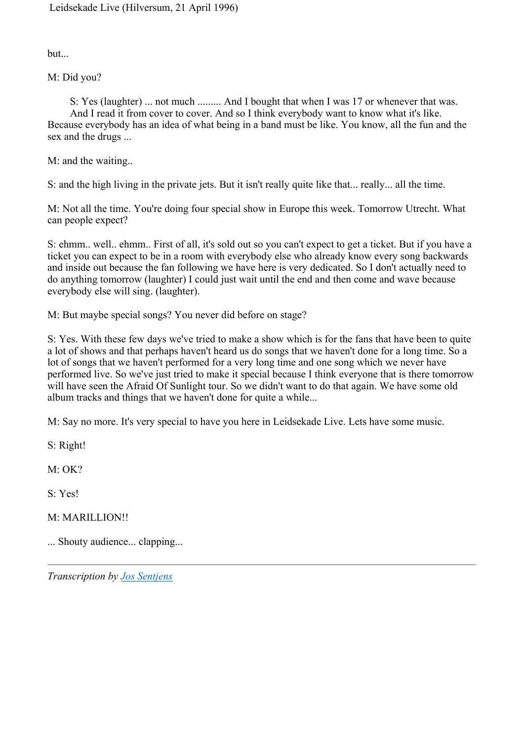but...

M: Did you?

S: Yes (laughter) ... not much ......... And I bought that when I was 17 or whenever that was. And I read it from cover to cover. And so I think everybody want to know what it's like. Because everybody has an idea of what being in a band must be like. You know, all the fun and the sex and the drugs ...

M: and the waiting..

S: and the high living in the private jets. But it isn't really quite like that... really... all the time.

M: Not all the time. You're doing four special show in Europe this week. Tomorrow Utrecht. What can people expect?

S: ehmm.. well.. ehmm.. First of all, it's sold out so you can't expect to get a ticket. But if you have a ticket you can expect to be in a room with everybody else who already know every song backwards and inside out because the fan following we have here is very dedicated. So I don't actually need to do anything tomorrow (laughter) I could just wait until the end and then come and wave because everybody else will sing. (laughter).

M: But maybe special songs? You never did before on stage?

S: Yes. With these few days we've tried to make a show which is for the fans that have been to quite a lot of shows and that perhaps haven't heard us do songs that we haven't done for a long time. So a lot of songs that we haven't performed for a very long time and one song which we never have performed live. So we've just tried to make it special because I think everyone that is there tomorrow will have seen the Afraid Of Sunlight tour. So we didn't want to do that again. We have some old album tracks and things that we haven't done for quite a while...

M: Say no more. It's very special to have you here in Leidsekade Live. Lets have some music.

S: Right!

M: OK?

S: Yes!

M: MARILLION!!

... Shouty audience... clapping...

---

*Transcription by Jos Sentjens*